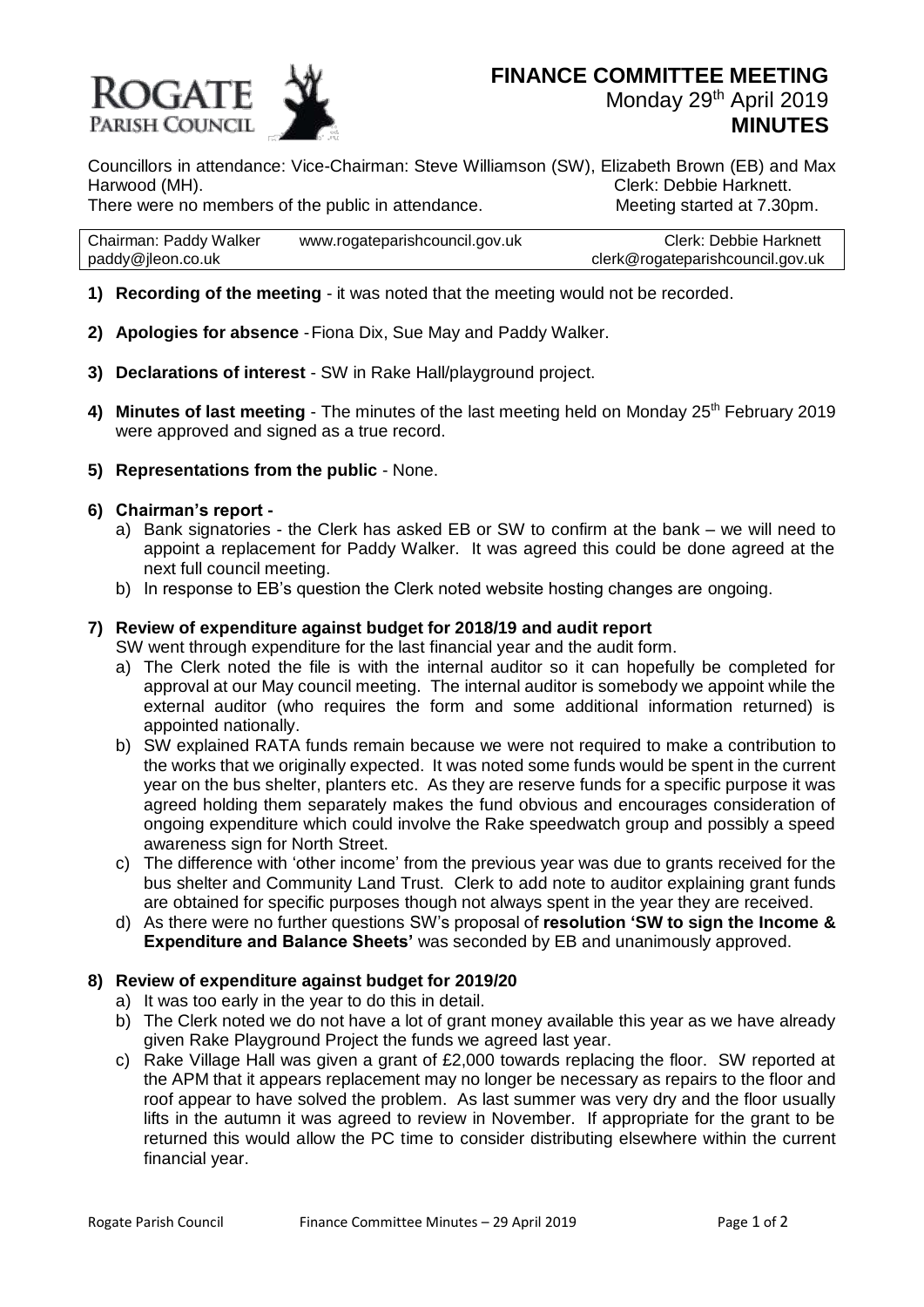# FINANCE COMMITTEE MEETING

Monday 29th April 2019

**MINUTES**

Councillors in attendance: Vice-Chairman: Steve Williamson (SW), Elizabeth Brown (EB) and Max Harwood (MH). Clerk: Debbie Harknett.

There were no members of the public in attendance. Meeting started at 7.30pm.

| | | |
|---|---|---|
| Chairman: Paddy Walker<br>paddy@jleon.co.uk | www.rogateparishcouncil.gov.uk | Clerk: Debbie Harknett<br>clerk@rogateparishcouncil.gov.uk |

1) **Recording of the meeting** - it was noted that the meeting would not be recorded.

2) **Apologies for absence** - Fiona Dix, Sue May and Paddy Walker.

3) **Declarations of interest** - SW in Rake Hall/playground project.

4) **Minutes of last meeting** - The minutes of the last meeting held on Monday 25th February 2019 were approved and signed as a true record.

5) **Representations from the public** - None.

6) **Chairman's report -**
   a) Bank signatories - the Clerk has asked EB or SW to confirm at the bank – we will need to appoint a replacement for Paddy Walker. It was agreed this could be done agreed at the next full council meeting.
   b) In response to EB's question the Clerk noted website hosting changes are ongoing.

7) **Review of expenditure against budget for 2018/19 and audit report**

   SW went through expenditure for the last financial year and the audit form.
   a) The Clerk noted the file is with the internal auditor so it can hopefully be completed for approval at our May council meeting. The internal auditor is somebody we appoint while the external auditor (who requires the form and some additional information returned) is appointed nationally.
   b) SW explained RATA funds remain because we were not required to make a contribution to the works that we originally expected. It was noted some funds would be spent in the current year on the bus shelter, planters etc. As they are reserve funds for a specific purpose it was agreed holding them separately makes the fund obvious and encourages consideration of ongoing expenditure which could involve the Rake speedwatch group and possibly a speed awareness sign for North Street.
   c) The difference with 'other income' from the previous year was due to grants received for the bus shelter and Community Land Trust. Clerk to add note to auditor explaining grant funds are obtained for specific purposes though not always spent in the year they are received.
   d) As there were no further questions SW's proposal of **resolution 'SW to sign the Income & Expenditure and Balance Sheets'** was seconded by EB and unanimously approved.

8) **Review of expenditure against budget for 2019/20**
   a) It was too early in the year to do this in detail.
   b) The Clerk noted we do not have a lot of grant money available this year as we have already given Rake Playground Project the funds we agreed last year.
   c) Rake Village Hall was given a grant of £2,000 towards replacing the floor. SW reported at the APM that it appears replacement may no longer be necessary as repairs to the floor and roof appear to have solved the problem. As last summer was very dry and the floor usually lifts in the autumn it was agreed to review in November. If appropriate for the grant to be returned this would allow the PC time to consider distributing elsewhere within the current financial year.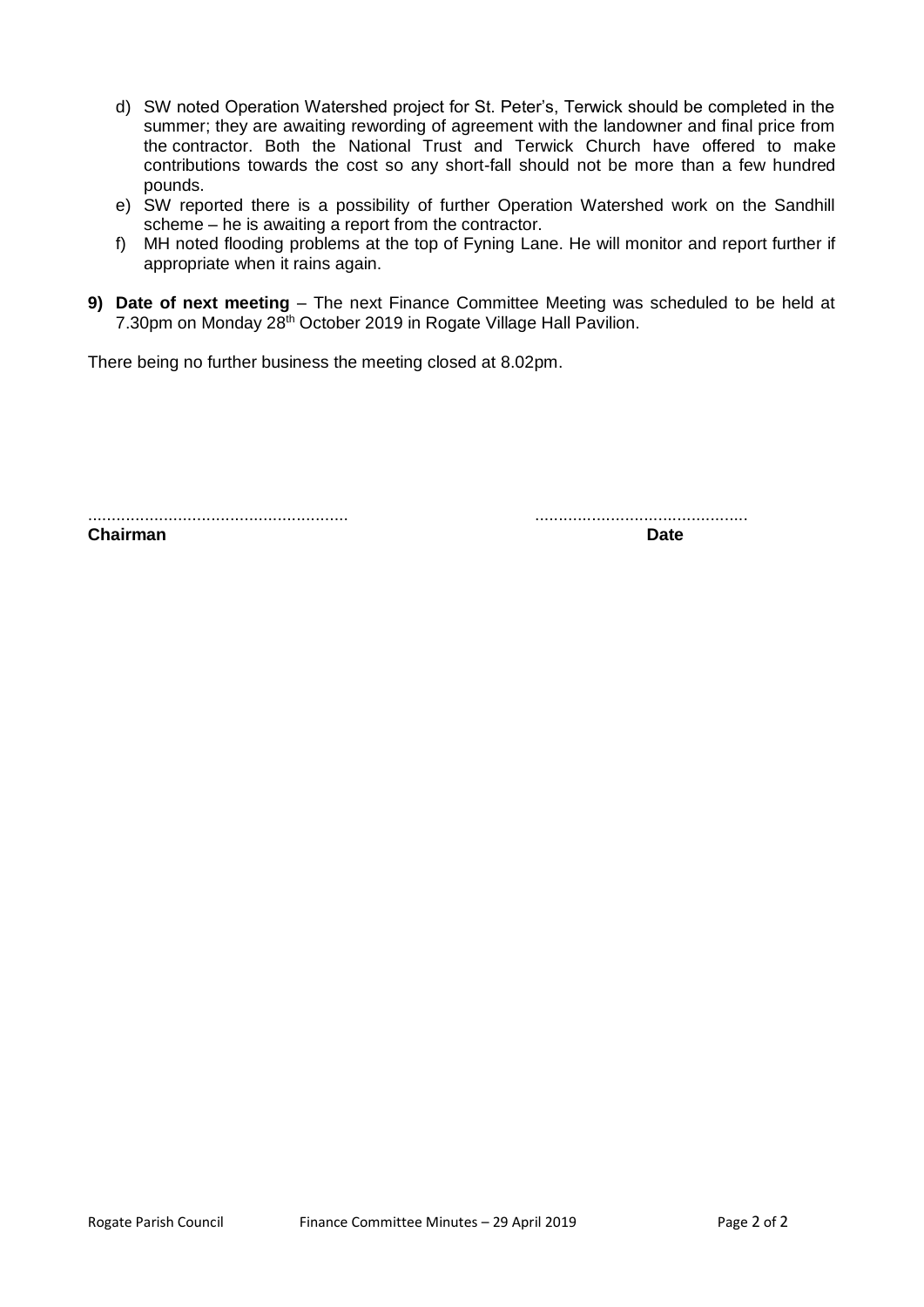d) SW noted Operation Watershed project for St. Peter's, Terwick should be completed in the summer; they are awaiting rewording of agreement with the landowner and final price from the contractor. Both the National Trust and Terwick Church have offered to make contributions towards the cost so any short-fall should not be more than a few hundred pounds.
e) SW reported there is a possibility of further Operation Watershed work on the Sandhill scheme – he is awaiting a report from the contractor.
f) MH noted flooding problems at the top of Fyning Lane. He will monitor and report further if appropriate when it rains again.

**9) Date of next meeting** – The next Finance Committee Meeting was scheduled to be held at 7.30pm on Monday 28th October 2019 in Rogate Village Hall Pavilion.

There being no further business the meeting closed at 8.02pm.

....................................................... ............................................
**Chairman** **Date**